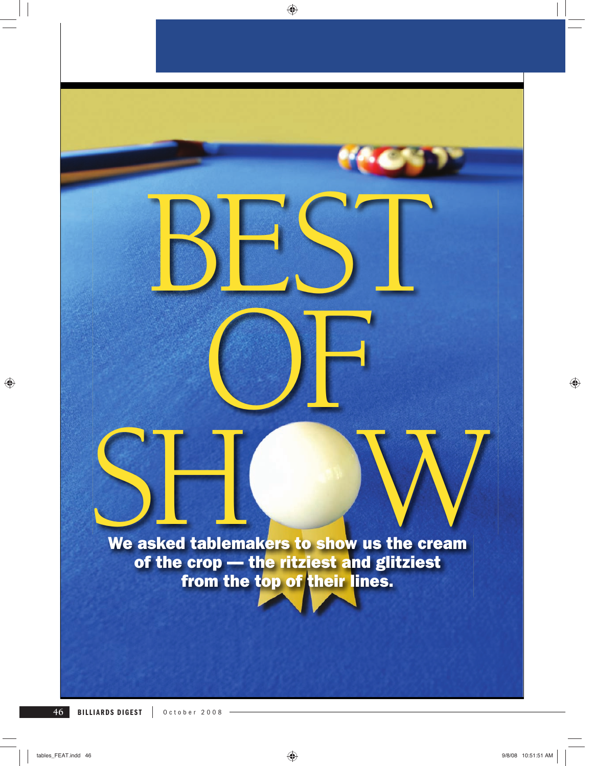# BEST OF SHOW

**We asked tablemakers to show us the cream of the crop — the ritziest and glitziest from the top of their lines.**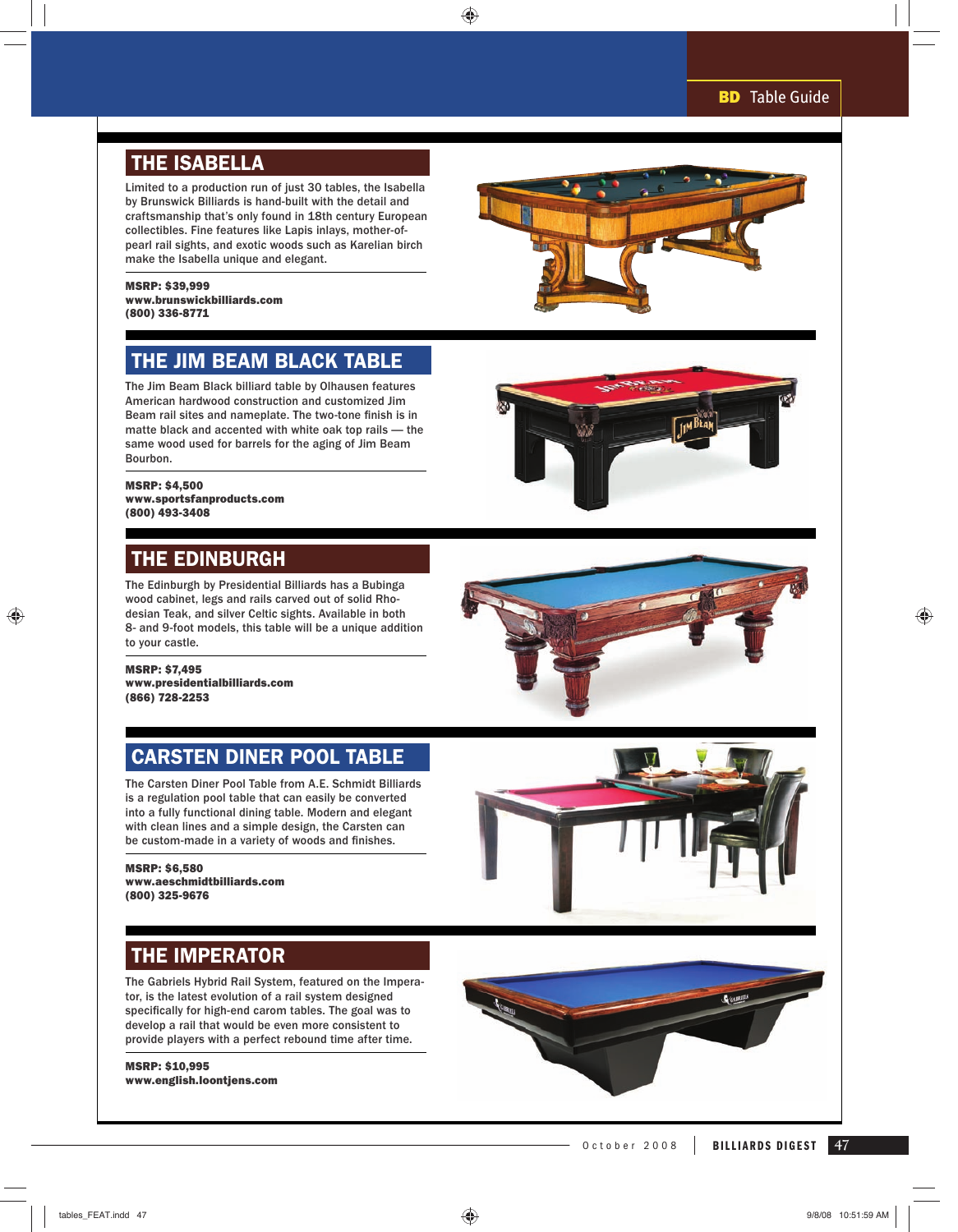## THE ISABELLA

Limited to a production run of just 30 tables, the Isabella by Brunswick Billiards is hand-built with the detail and craftsmanship that's only found in 18th century European collectibles. Fine features like Lapis inlays, mother-of-pearl rail sights, and exotic woods such as Karelian birch make the Isabella unique and elegant.

**MSRP: $39,999**
**www.brunswickbilliards.com**
**(800) 336-8771**

## THE JIM BEAM BLACK TABLE

The Jim Beam Black billiard table by Olhausen features American hardwood construction and customized Jim Beam rail sites and nameplate. The two-tone finish is in matte black and accented with white oak top rails — the same wood used for barrels for the aging of Jim Beam Bourbon.

**MSRP: $4,500**
**www.sportsfanproducts.com**
**(800) 493-3408**

## THE EDINBURGH

The Edinburgh by Presidential Billiards has a Bubinga wood cabinet, legs and rails carved out of solid Rhodesian Teak, and silver Celtic sights. Available in both 8- and 9-foot models, this table will be a unique addition to your castle.

**MSRP: $7,495**
**www.presidentialbilliards.com**
**(866) 728-2253**

## CARSTEN DINER POOL TABLE

The Carsten Diner Pool Table from A.E. Schmidt Billiards is a regulation pool table that can easily be converted into a fully functional dining table. Modern and elegant with clean lines and a simple design, the Carsten can be custom-made in a variety of woods and finishes.

**MSRP: $6,580**
**www.aeschmidtbilliards.com**
**(800) 325-9676**

## THE IMPERATOR

The Gabriels Hybrid Rail System, featured on the Imperator, is the latest evolution of a rail system designed specifically for high-end carom tables. The goal was to develop a rail that would be even more consistent to provide players with a perfect rebound time after time.

**MSRP: $10,995**
**www.english.loontjens.com**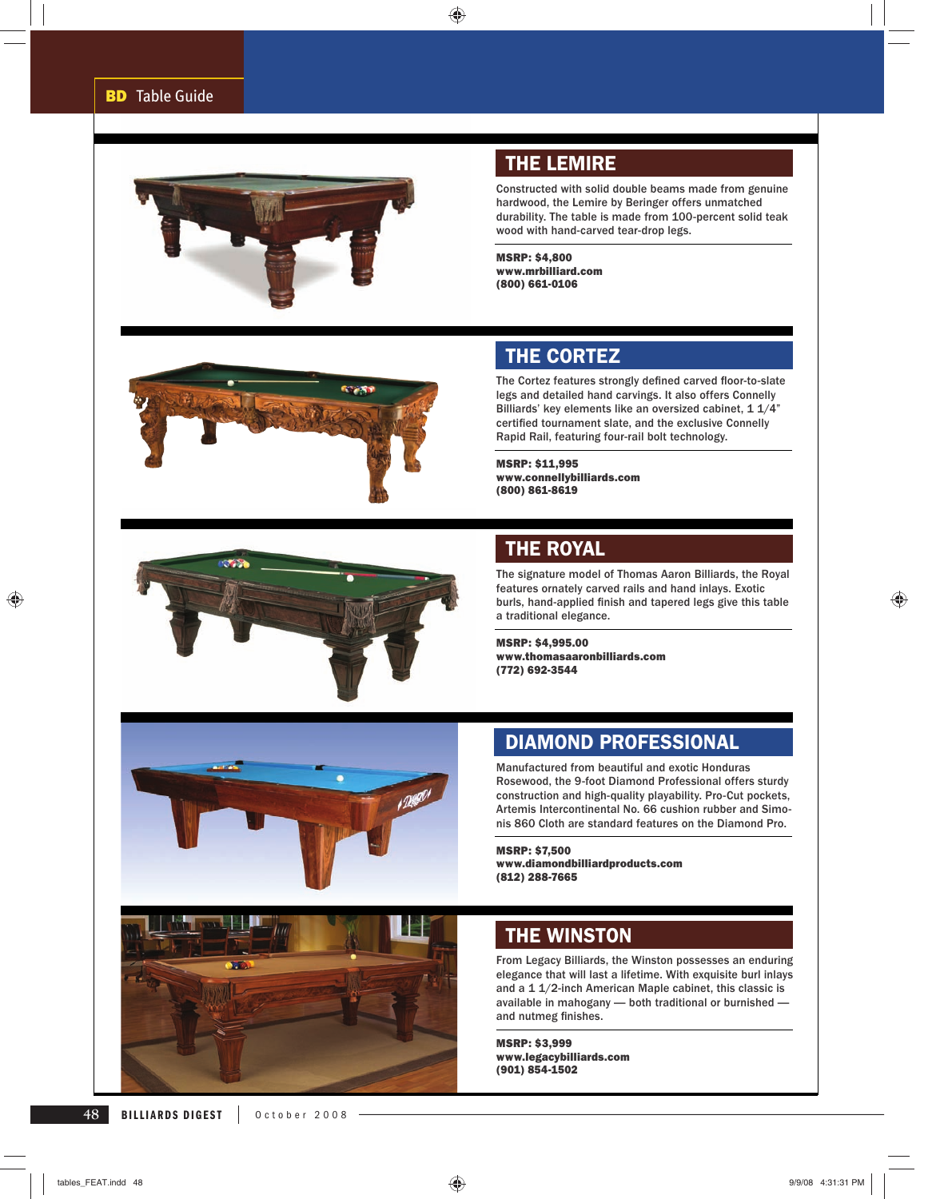## THE LEMIRE

Constructed with solid double beams made from genuine hardwood, the Lemire by Beringer offers unmatched durability. The table is made from 100-percent solid teak wood with hand-carved tear-drop legs.

**MSRP: $4,800**
**www.mrbilliard.com**
**(800) 661-0106**

## THE CORTEZ

The Cortez features strongly defined carved floor-to-slate legs and detailed hand carvings. It also offers Connelly Billiards' key elements like an oversized cabinet, 1 1/4" certified tournament slate, and the exclusive Connelly Rapid Rail, featuring four-rail bolt technology.

**MSRP: $11,995**
**www.connellybilliards.com**
**(800) 861-8619**

## THE ROYAL

The signature model of Thomas Aaron Billiards, the Royal features ornately carved rails and hand inlays. Exotic burls, hand-applied finish and tapered legs give this table a traditional elegance.

**MSRP: $4,995.00**
**www.thomasaaronbilliards.com**
**(772) 692-3544**

## DIAMOND PROFESSIONAL

Manufactured from beautiful and exotic Honduras Rosewood, the 9-foot Diamond Professional offers sturdy construction and high-quality playability. Pro-Cut pockets, Artemis Intercontinental No. 66 cushion rubber and Simonis 860 Cloth are standard features on the Diamond Pro.

**MSRP: $7,500**
**www.diamondbilliardproducts.com**
**(812) 288-7665**

## THE WINSTON

From Legacy Billiards, the Winston possesses an enduring elegance that will last a lifetime. With exquisite burl inlays and a 1 1/2-inch American Maple cabinet, this classic is available in mahogany — both traditional or burnished — and nutmeg finishes.

**MSRP: $3,999**
**www.legacybilliards.com**
**(901) 854-1502**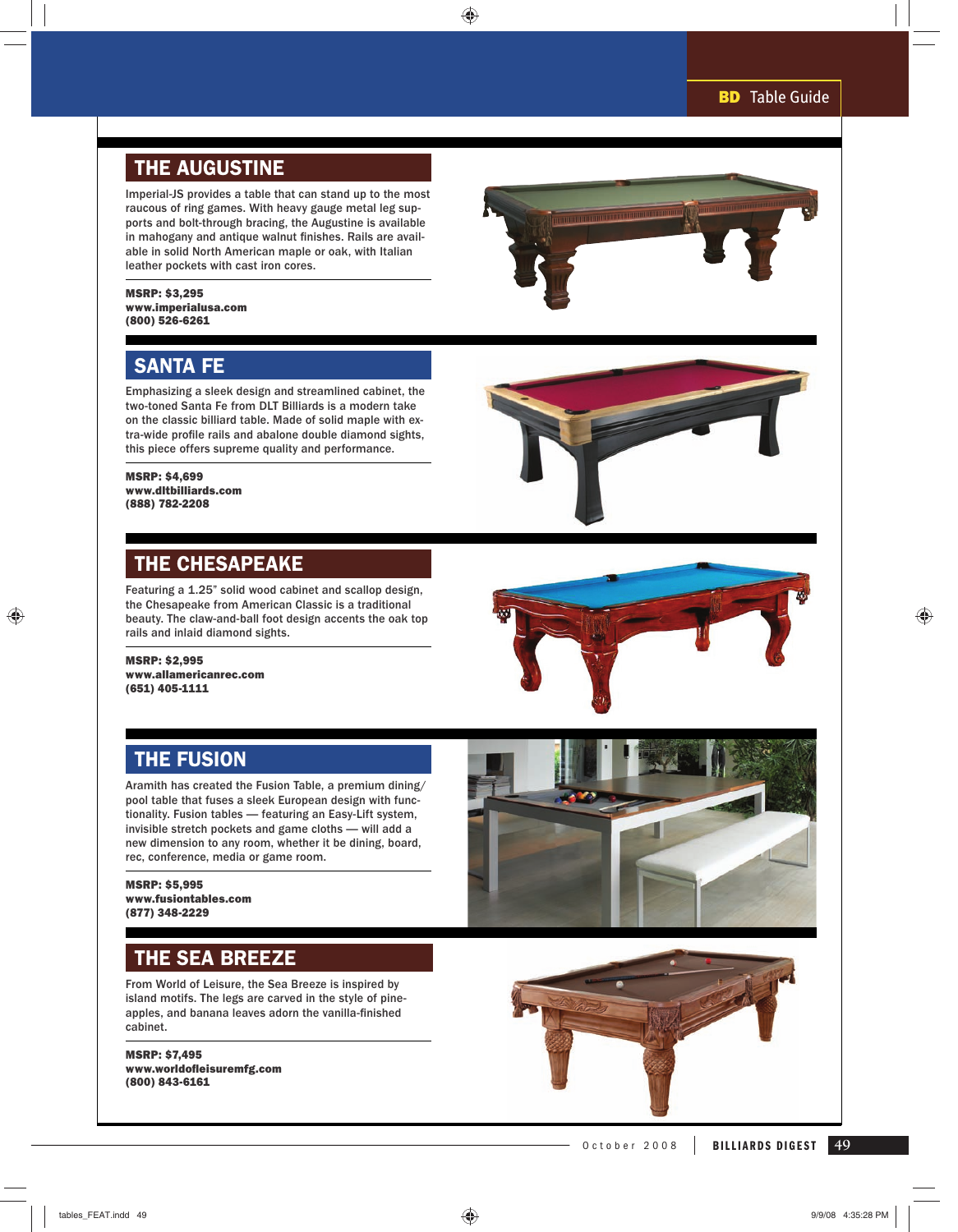## THE AUGUSTINE

Imperial-JS provides a table that can stand up to the most raucous of ring games. With heavy gauge metal leg supports and bolt-through bracing, the Augustine is available in mahogany and antique walnut finishes. Rails are available in solid North American maple or oak, with Italian leather pockets with cast iron cores.

**MSRP: $3,295**
**www.imperialusa.com**
**(800) 526-6261**

## SANTA FE

Emphasizing a sleek design and streamlined cabinet, the two-toned Santa Fe from DLT Billiards is a modern take on the classic billiard table. Made of solid maple with extra-wide profile rails and abalone double diamond sights, this piece offers supreme quality and performance.

**MSRP: $4,699**
**www.dltbilliards.com**
**(888) 782-2208**

## THE CHESAPEAKE

Featuring a 1.25" solid wood cabinet and scallop design, the Chesapeake from American Classic is a traditional beauty. The claw-and-ball foot design accents the oak top rails and inlaid diamond sights.

**MSRP: $2,995**
**www.allamericanrec.com**
**(651) 405-1111**

## THE FUSION

Aramith has created the Fusion Table, a premium dining/pool table that fuses a sleek European design with functionality. Fusion tables — featuring an Easy-Lift system, invisible stretch pockets and game cloths — will add a new dimension to any room, whether it be dining, board, rec, conference, media or game room.

**MSRP: $5,995**
**www.fusiontables.com**
**(877) 348-2229**

## THE SEA BREEZE

From World of Leisure, the Sea Breeze is inspired by island motifs. The legs are carved in the style of pineapples, and banana leaves adorn the vanilla-finished cabinet.

**MSRP: $7,495**
**www.worldofleisuremfg.com**
**(800) 843-6161**